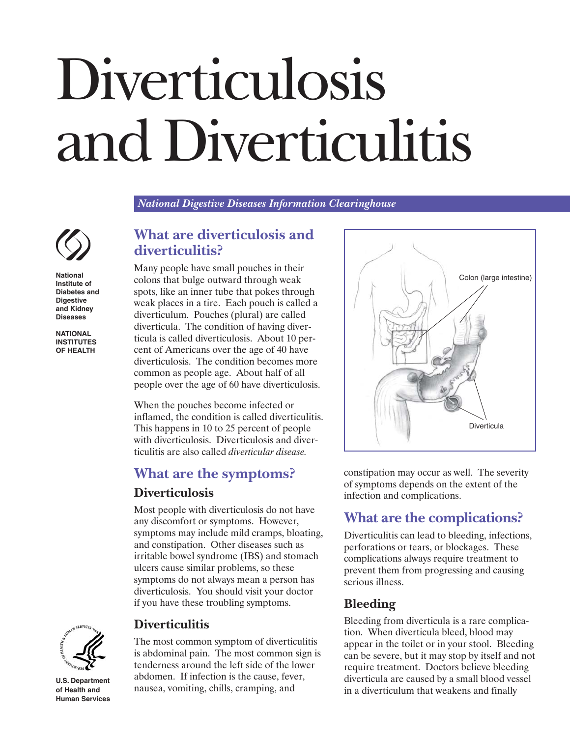# Diverticulosis and Diverticulitis

*National Digestive Diseases Information Clearinghouse*

**National Institute of Diabetes and Digestive and Kidney Diseases**

**NATIONAL INSTITUTES OF HEALTH**

**U.S. Department of Health and Human Services**

## What are diverticulosis and diverticulitis?

Many people have small pouches in their colons that bulge outward through weak spots, like an inner tube that pokes through weak places in a tire. Each pouch is called a diverticulum. Pouches (plural) are called diverticula. The condition of having diverticula is called diverticulosis. About 10 percent of Americans over the age of 40 have diverticulosis. The condition becomes more common as people age. About half of all people over the age of 60 have diverticulosis.

When the pouches become infected or inflamed, the condition is called diverticulitis. This happens in 10 to 25 percent of people with diverticulosis. Diverticulosis and diverticulitis are also called *diverticular disease.*

## What are the symptoms?

### Diverticulosis

Most people with diverticulosis do not have any discomfort or symptoms. However, symptoms may include mild cramps, bloating, and constipation. Other diseases such as irritable bowel syndrome (IBS) and stomach ulcers cause similar problems, so these symptoms do not always mean a person has diverticulosis. You should visit your doctor if you have these troubling symptoms.

### Diverticulitis

The most common symptom of diverticulitis is abdominal pain. The most common sign is tenderness around the left side of the lower abdomen. If infection is the cause, fever, nausea, vomiting, chills, cramping, and constipation may occur as well. The severity of symptoms depends on the extent of the infection and complications.

Colon (large intestine)

Diverticula

## What are the complications?

Diverticulitis can lead to bleeding, infections, perforations or tears, or blockages. These complications always require treatment to prevent them from progressing and causing serious illness.

### Bleeding

Bleeding from diverticula is a rare complication. When diverticula bleed, blood may appear in the toilet or in your stool. Bleeding can be severe, but it may stop by itself and not require treatment. Doctors believe bleeding diverticula are caused by a small blood vessel in a diverticulum that weakens and finally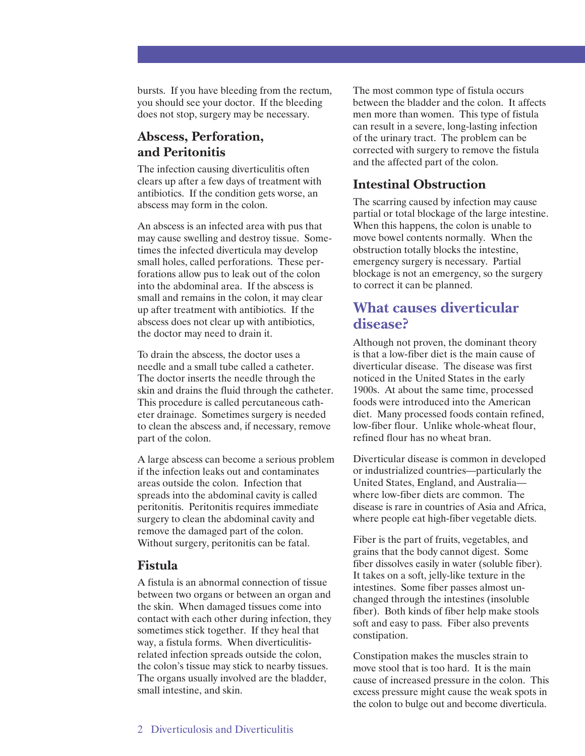bursts. If you have bleeding from the rectum, you should see your doctor. If the bleeding does not stop, surgery may be necessary.

### Abscess, Perforation, and Peritonitis

The infection causing diverticulitis often clears up after a few days of treatment with antibiotics. If the condition gets worse, an abscess may form in the colon.

An abscess is an infected area with pus that may cause swelling and destroy tissue. Sometimes the infected diverticula may develop small holes, called perforations. These perforations allow pus to leak out of the colon into the abdominal area. If the abscess is small and remains in the colon, it may clear up after treatment with antibiotics. If the abscess does not clear up with antibiotics, the doctor may need to drain it.

To drain the abscess, the doctor uses a needle and a small tube called a catheter. The doctor inserts the needle through the skin and drains the fluid through the catheter. This procedure is called percutaneous catheter drainage. Sometimes surgery is needed to clean the abscess and, if necessary, remove part of the colon.

A large abscess can become a serious problem if the infection leaks out and contaminates areas outside the colon. Infection that spreads into the abdominal cavity is called peritonitis. Peritonitis requires immediate surgery to clean the abdominal cavity and remove the damaged part of the colon. Without surgery, peritonitis can be fatal.

### Fistula

A fistula is an abnormal connection of tissue between two organs or between an organ and the skin. When damaged tissues come into contact with each other during infection, they sometimes stick together. If they heal that way, a fistula forms. When diverticulitis-related infection spreads outside the colon, the colon's tissue may stick to nearby tissues. The organs usually involved are the bladder, small intestine, and skin.

The most common type of fistula occurs between the bladder and the colon. It affects men more than women. This type of fistula can result in a severe, long-lasting infection of the urinary tract. The problem can be corrected with surgery to remove the fistula and the affected part of the colon.

### Intestinal Obstruction

The scarring caused by infection may cause partial or total blockage of the large intestine. When this happens, the colon is unable to move bowel contents normally. When the obstruction totally blocks the intestine, emergency surgery is necessary. Partial blockage is not an emergency, so the surgery to correct it can be planned.

## What causes diverticular disease?

Although not proven, the dominant theory is that a low-fiber diet is the main cause of diverticular disease. The disease was first noticed in the United States in the early 1900s. At about the same time, processed foods were introduced into the American diet. Many processed foods contain refined, low-fiber flour. Unlike whole-wheat flour, refined flour has no wheat bran.

Diverticular disease is common in developed or industrialized countries—particularly the United States, England, and Australia—where low-fiber diets are common. The disease is rare in countries of Asia and Africa, where people eat high-fiber vegetable diets.

Fiber is the part of fruits, vegetables, and grains that the body cannot digest. Some fiber dissolves easily in water (soluble fiber). It takes on a soft, jelly-like texture in the intestines. Some fiber passes almost unchanged through the intestines (insoluble fiber). Both kinds of fiber help make stools soft and easy to pass. Fiber also prevents constipation.

Constipation makes the muscles strain to move stool that is too hard. It is the main cause of increased pressure in the colon. This excess pressure might cause the weak spots in the colon to bulge out and become diverticula.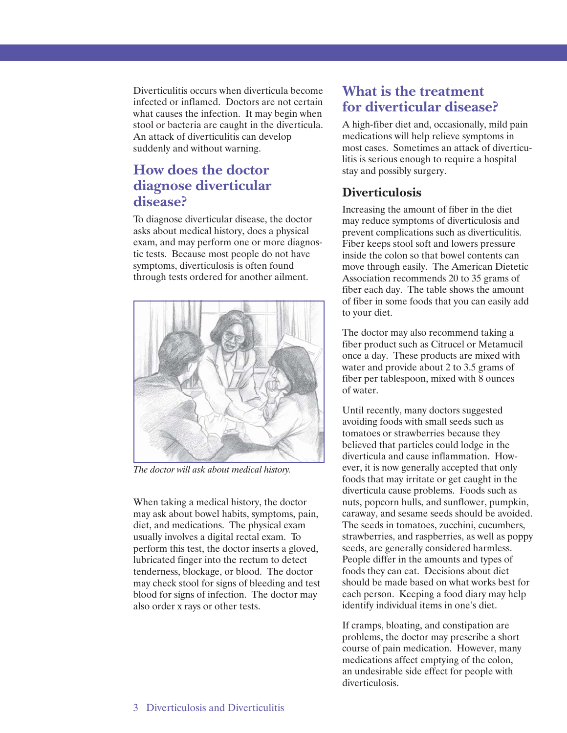Diverticulitis occurs when diverticula become infected or inflamed. Doctors are not certain what causes the infection. It may begin when stool or bacteria are caught in the diverticula. An attack of diverticulitis can develop suddenly and without warning.

## How does the doctor diagnose diverticular disease?

To diagnose diverticular disease, the doctor asks about medical history, does a physical exam, and may perform one or more diagnostic tests. Because most people do not have symptoms, diverticulosis is often found through tests ordered for another ailment.

*The doctor will ask about medical history.*

When taking a medical history, the doctor may ask about bowel habits, symptoms, pain, diet, and medications. The physical exam usually involves a digital rectal exam. To perform this test, the doctor inserts a gloved, lubricated finger into the rectum to detect tenderness, blockage, or blood. The doctor may check stool for signs of bleeding and test blood for signs of infection. The doctor may also order x rays or other tests.

## What is the treatment for diverticular disease?

A high-fiber diet and, occasionally, mild pain medications will help relieve symptoms in most cases. Sometimes an attack of diverticulitis is serious enough to require a hospital stay and possibly surgery.

### Diverticulosis

Increasing the amount of fiber in the diet may reduce symptoms of diverticulosis and prevent complications such as diverticulitis. Fiber keeps stool soft and lowers pressure inside the colon so that bowel contents can move through easily. The American Dietetic Association recommends 20 to 35 grams of fiber each day. The table shows the amount of fiber in some foods that you can easily add to your diet.

The doctor may also recommend taking a fiber product such as Citrucel or Metamucil once a day. These products are mixed with water and provide about 2 to 3.5 grams of fiber per tablespoon, mixed with 8 ounces of water.

Until recently, many doctors suggested avoiding foods with small seeds such as tomatoes or strawberries because they believed that particles could lodge in the diverticula and cause inflammation. However, it is now generally accepted that only foods that may irritate or get caught in the diverticula cause problems. Foods such as nuts, popcorn hulls, and sunflower, pumpkin, caraway, and sesame seeds should be avoided. The seeds in tomatoes, zucchini, cucumbers, strawberries, and raspberries, as well as poppy seeds, are generally considered harmless. People differ in the amounts and types of foods they can eat. Decisions about diet should be made based on what works best for each person. Keeping a food diary may help identify individual items in one's diet.

If cramps, bloating, and constipation are problems, the doctor may prescribe a short course of pain medication. However, many medications affect emptying of the colon, an undesirable side effect for people with diverticulosis.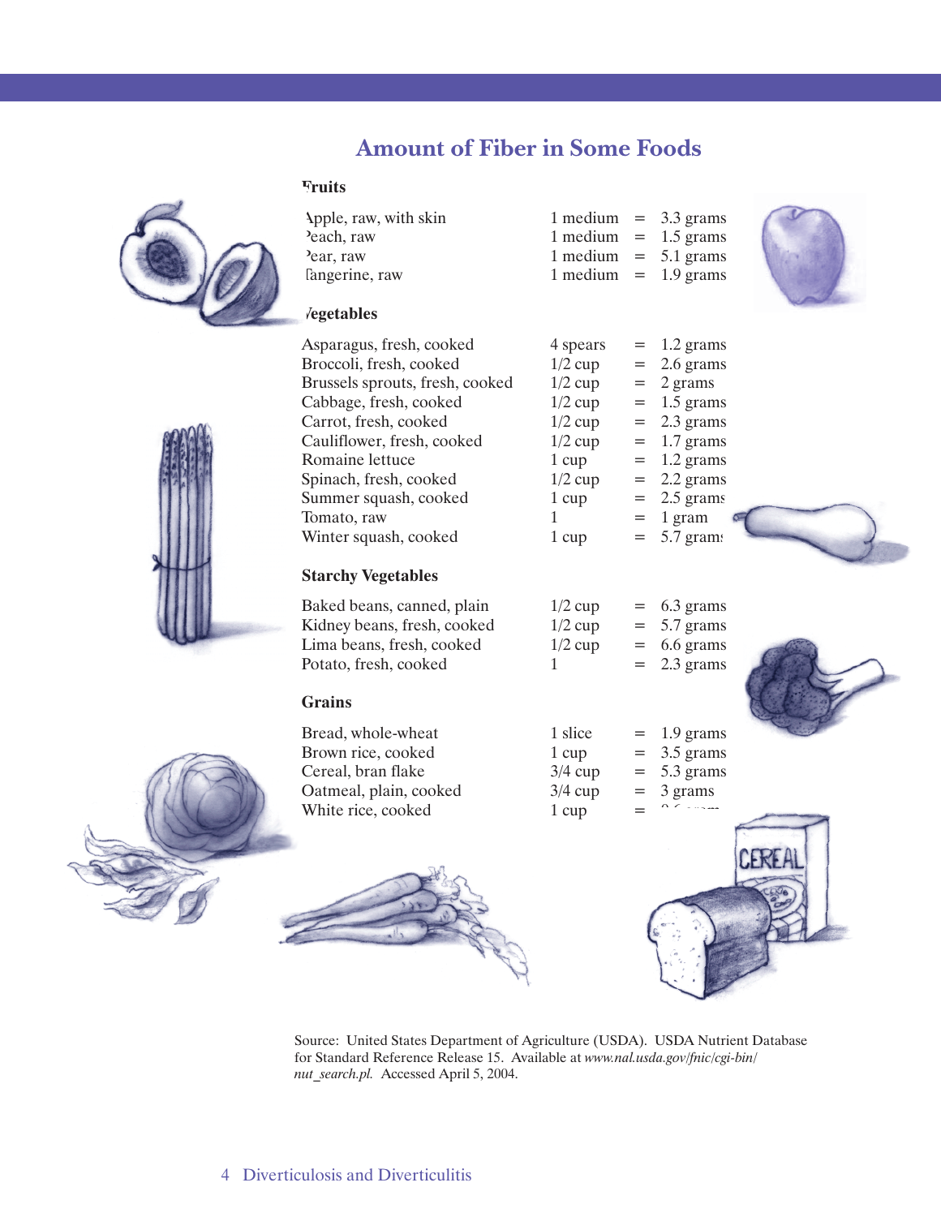## Amount of Fiber in Some Foods

### Fruits

| Food | Serving | | Fiber |
|---|---|---|---|
| Apple, raw, with skin | 1 medium | = | 3.3 grams |
| Peach, raw | 1 medium | = | 1.5 grams |
| Pear, raw | 1 medium | = | 5.1 grams |
| Tangerine, raw | 1 medium | = | 1.9 grams |

### Vegetables

| Food | Serving | | Fiber |
|---|---|---|---|
| Asparagus, fresh, cooked | 4 spears | = | 1.2 grams |
| Broccoli, fresh, cooked | 1/2 cup | = | 2.6 grams |
| Brussels sprouts, fresh, cooked | 1/2 cup | = | 2 grams |
| Cabbage, fresh, cooked | 1/2 cup | = | 1.5 grams |
| Carrot, fresh, cooked | 1/2 cup | = | 2.3 grams |
| Cauliflower, fresh, cooked | 1/2 cup | = | 1.7 grams |
| Romaine lettuce | 1 cup | = | 1.2 grams |
| Spinach, fresh, cooked | 1/2 cup | = | 2.2 grams |
| Summer squash, cooked | 1 cup | = | 2.5 grams |
| Tomato, raw | 1 | = | 1 gram |
| Winter squash, cooked | 1 cup | = | 5.7 grams |

### Starchy Vegetables

| Food | Serving | | Fiber |
|---|---|---|---|
| Baked beans, canned, plain | 1/2 cup | = | 6.3 grams |
| Kidney beans, fresh, cooked | 1/2 cup | = | 5.7 grams |
| Lima beans, fresh, cooked | 1/2 cup | = | 6.6 grams |
| Potato, fresh, cooked | 1 | = | 2.3 grams |

### Grains

| Food | Serving | | Fiber |
|---|---|---|---|
| Bread, whole-wheat | 1 slice | = | 1.9 grams |
| Brown rice, cooked | 1 cup | = | 3.5 grams |
| Cereal, bran flake | 3/4 cup | = | 5.3 grams |
| Oatmeal, plain, cooked | 3/4 cup | = | 3 grams |
| White rice, cooked | 1 cup | = | 0.6 gram |

Source: United States Department of Agriculture (USDA). USDA Nutrient Database for Standard Reference Release 15. Available at *www.nal.usda.gov/fnic/cgi-bin/nut_search.pl.* Accessed April 5, 2004.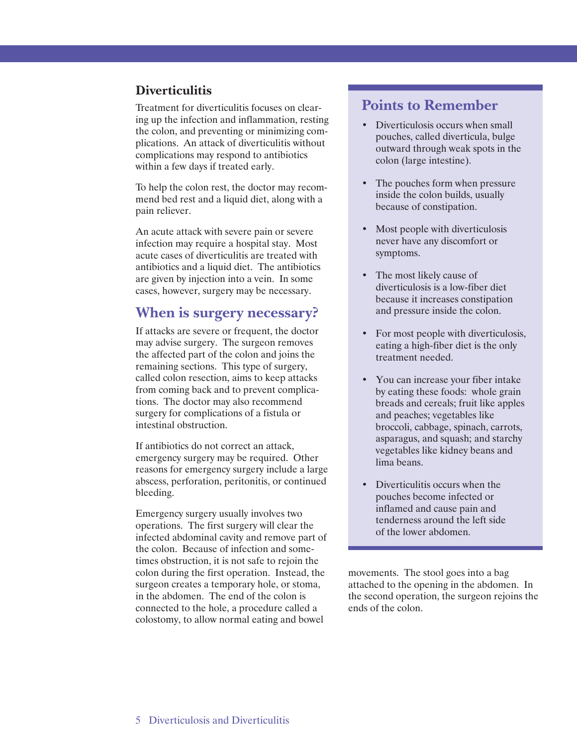### Diverticulitis

Treatment for diverticulitis focuses on clearing up the infection and inflammation, resting the colon, and preventing or minimizing complications. An attack of diverticulitis without complications may respond to antibiotics within a few days if treated early.

To help the colon rest, the doctor may recommend bed rest and a liquid diet, along with a pain reliever.

An acute attack with severe pain or severe infection may require a hospital stay. Most acute cases of diverticulitis are treated with antibiotics and a liquid diet. The antibiotics are given by injection into a vein. In some cases, however, surgery may be necessary.

## When is surgery necessary?

If attacks are severe or frequent, the doctor may advise surgery. The surgeon removes the affected part of the colon and joins the remaining sections. This type of surgery, called colon resection, aims to keep attacks from coming back and to prevent complications. The doctor may also recommend surgery for complications of a fistula or intestinal obstruction.

If antibiotics do not correct an attack, emergency surgery may be required. Other reasons for emergency surgery include a large abscess, perforation, peritonitis, or continued bleeding.

Emergency surgery usually involves two operations. The first surgery will clear the infected abdominal cavity and remove part of the colon. Because of infection and sometimes obstruction, it is not safe to rejoin the colon during the first operation. Instead, the surgeon creates a temporary hole, or stoma, in the abdomen. The end of the colon is connected to the hole, a procedure called a colostomy, to allow normal eating and bowel movements. The stool goes into a bag attached to the opening in the abdomen. In the second operation, the surgeon rejoins the ends of the colon.

## Points to Remember

- Diverticulosis occurs when small pouches, called diverticula, bulge outward through weak spots in the colon (large intestine).
- The pouches form when pressure inside the colon builds, usually because of constipation.
- Most people with diverticulosis never have any discomfort or symptoms.
- The most likely cause of diverticulosis is a low-fiber diet because it increases constipation and pressure inside the colon.
- For most people with diverticulosis, eating a high-fiber diet is the only treatment needed.
- You can increase your fiber intake by eating these foods: whole grain breads and cereals; fruit like apples and peaches; vegetables like broccoli, cabbage, spinach, carrots, asparagus, and squash; and starchy vegetables like kidney beans and lima beans.
- Diverticulitis occurs when the pouches become infected or inflamed and cause pain and tenderness around the left side of the lower abdomen.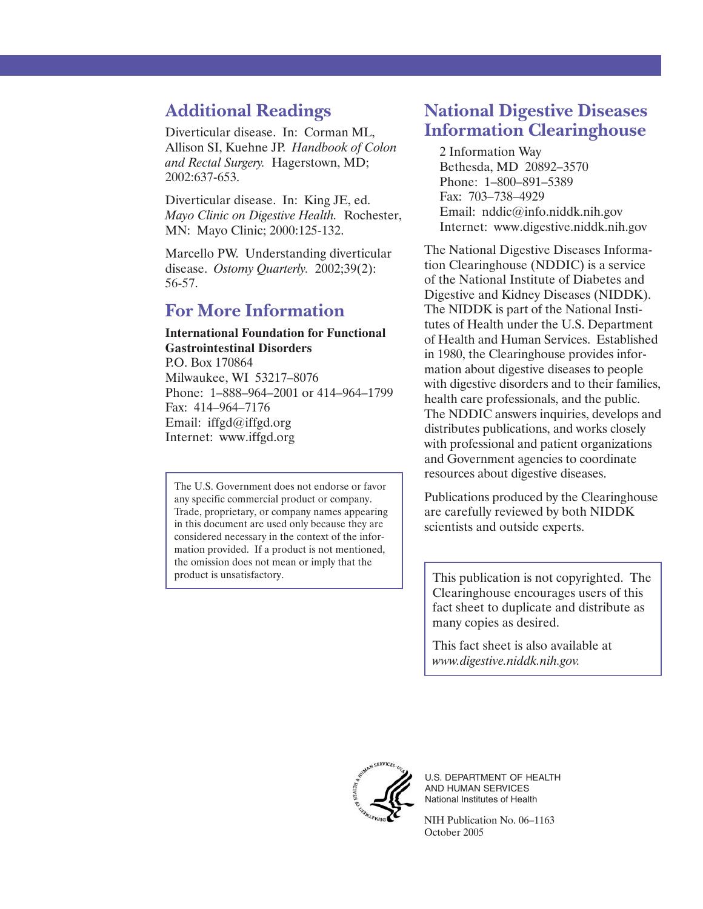## Additional Readings

Diverticular disease. In: Corman ML, Allison SI, Kuehne JP. *Handbook of Colon and Rectal Surgery.* Hagerstown, MD; 2002:637-653.

Diverticular disease. In: King JE, ed. *Mayo Clinic on Digestive Health.* Rochester, MN: Mayo Clinic; 2000:125-132.

Marcello PW. Understanding diverticular disease. *Ostomy Quarterly.* 2002;39(2): 56-57.

## For More Information

**International Foundation for Functional Gastrointestinal Disorders**
P.O. Box 170864
Milwaukee, WI 53217–8076
Phone: 1–888–964–2001 or 414–964–1799
Fax: 414–964–7176
Email: iffgd@iffgd.org
Internet: www.iffgd.org

> The U.S. Government does not endorse or favor any specific commercial product or company. Trade, proprietary, or company names appearing in this document are used only because they are considered necessary in the context of the information provided. If a product is not mentioned, the omission does not mean or imply that the product is unsatisfactory.

## National Digestive Diseases Information Clearinghouse

2 Information Way
Bethesda, MD 20892–3570
Phone: 1–800–891–5389
Fax: 703–738–4929
Email: nddic@info.niddk.nih.gov
Internet: www.digestive.niddk.nih.gov

The National Digestive Diseases Information Clearinghouse (NDDIC) is a service of the National Institute of Diabetes and Digestive and Kidney Diseases (NIDDK). The NIDDK is part of the National Institutes of Health under the U.S. Department of Health and Human Services. Established in 1980, the Clearinghouse provides information about digestive diseases to people with digestive disorders and to their families, health care professionals, and the public. The NDDIC answers inquiries, develops and distributes publications, and works closely with professional and patient organizations and Government agencies to coordinate resources about digestive diseases.

Publications produced by the Clearinghouse are carefully reviewed by both NIDDK scientists and outside experts.

> This publication is not copyrighted. The Clearinghouse encourages users of this fact sheet to duplicate and distribute as many copies as desired.
>
> This fact sheet is also available at *www.digestive.niddk.nih.gov.*

U.S. DEPARTMENT OF HEALTH AND HUMAN SERVICES
National Institutes of Health

NIH Publication No. 06–1163
October 2005